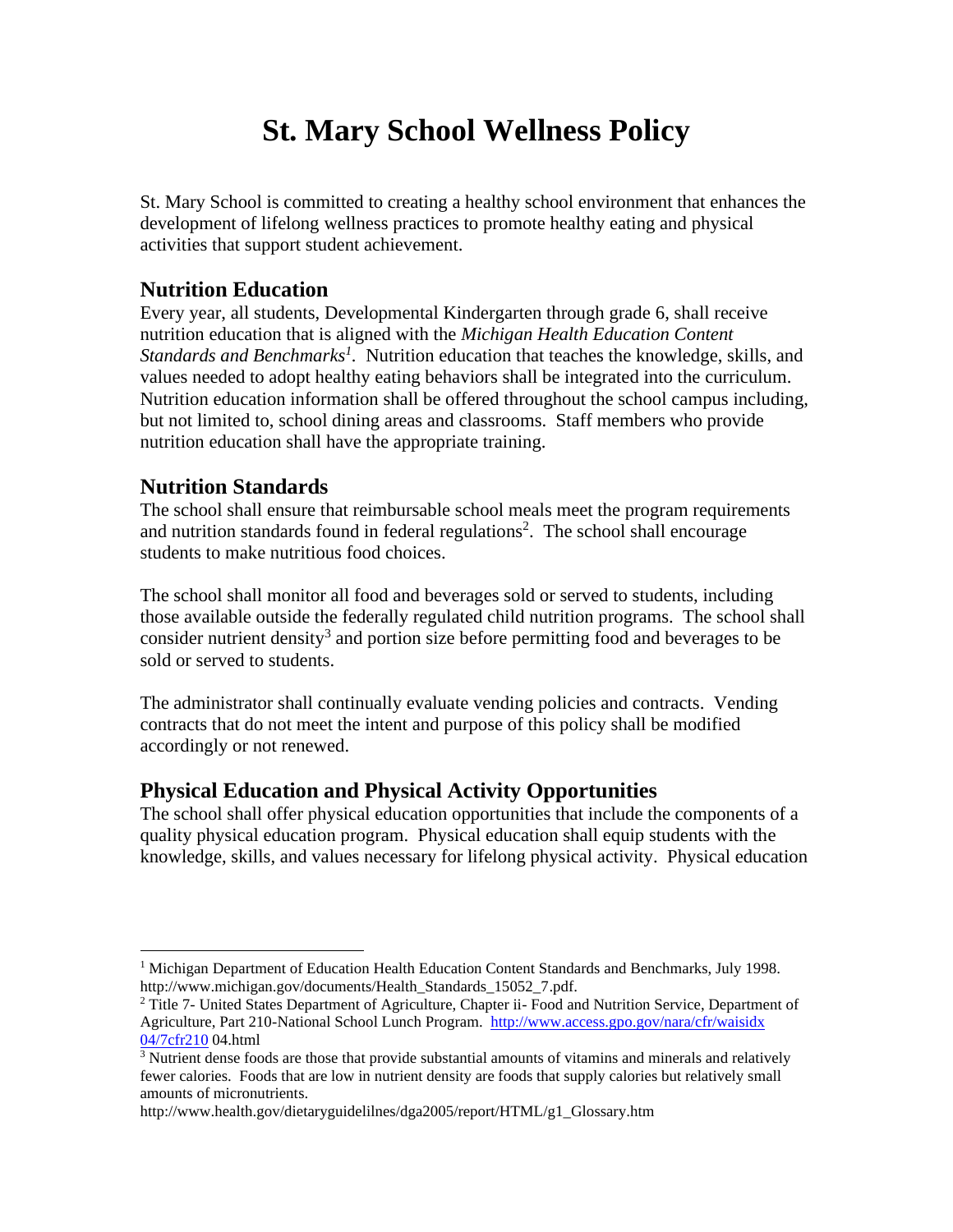# St. Mary School Wellness Policy

St. Mary School is committed to creating a healthy school environment that enhances the development of lifelong wellness practices to promote healthy eating and physical activities that support student achievement.

## Nutrition Education

Every year, all students, Developmental Kindergarten through grade 6, shall receive nutrition education that is aligned with the *Michigan Health Education Content Standards and Benchmarks*[1]. Nutrition education that teaches the knowledge, skills, and values needed to adopt healthy eating behaviors shall be integrated into the curriculum. Nutrition education information shall be offered throughout the school campus including, but not limited to, school dining areas and classrooms. Staff members who provide nutrition education shall have the appropriate training.

## Nutrition Standards

The school shall ensure that reimbursable school meals meet the program requirements and nutrition standards found in federal regulations[2]. The school shall encourage students to make nutritious food choices.

The school shall monitor all food and beverages sold or served to students, including those available outside the federally regulated child nutrition programs. The school shall consider nutrient density[3] and portion size before permitting food and beverages to be sold or served to students.

The administrator shall continually evaluate vending policies and contracts. Vending contracts that do not meet the intent and purpose of this policy shall be modified accordingly or not renewed.

## Physical Education and Physical Activity Opportunities

The school shall offer physical education opportunities that include the components of a quality physical education program. Physical education shall equip students with the knowledge, skills, and values necessary for lifelong physical activity. Physical education

---

[1] Michigan Department of Education Health Education Content Standards and Benchmarks, July 1998. http://www.michigan.gov/documents/Health_Standards_15052_7.pdf.

[2] Title 7- United States Department of Agriculture, Chapter ii- Food and Nutrition Service, Department of Agriculture, Part 210-National School Lunch Program. http://www.access.gpo.gov/nara/cfr/waisidx 04/7cfr210 04.html

[3] Nutrient dense foods are those that provide substantial amounts of vitamins and minerals and relatively fewer calories. Foods that are low in nutrient density are foods that supply calories but relatively small amounts of micronutrients. http://www.health.gov/dietaryguidelilnes/dga2005/report/HTML/g1_Glossary.htm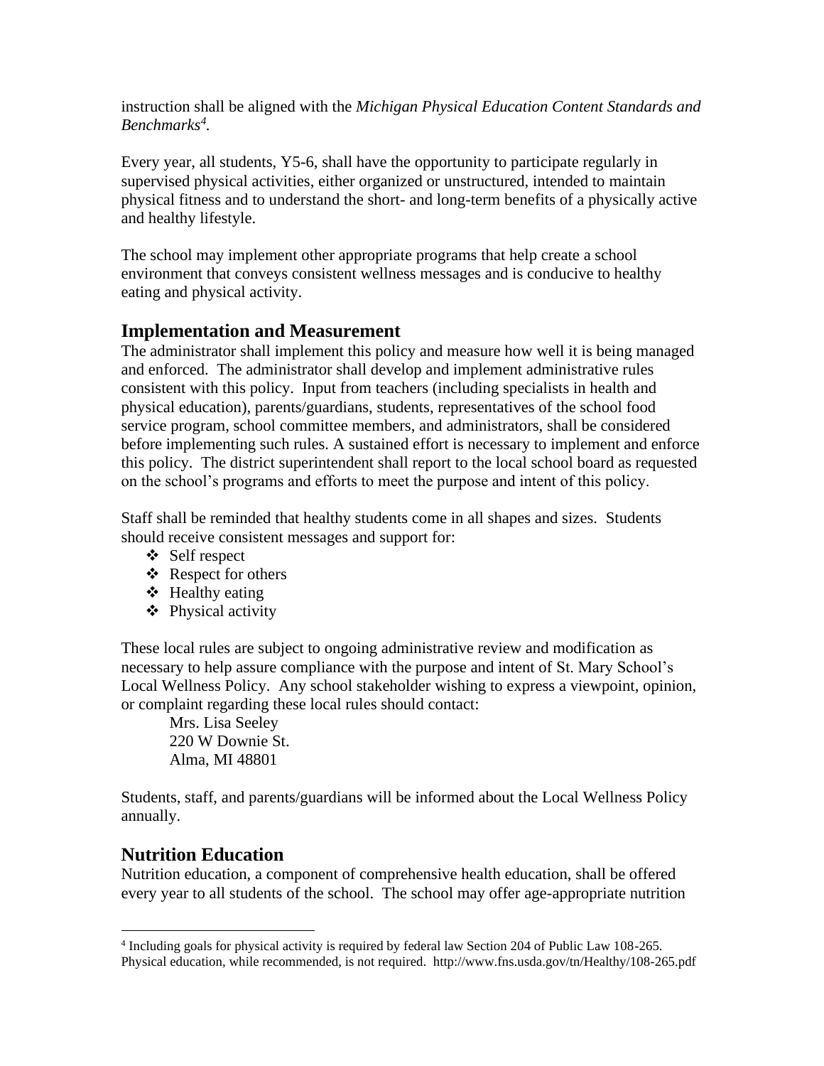instruction shall be aligned with the *Michigan Physical Education Content Standards and Benchmarks*[4].

Every year, all students, Y5-6, shall have the opportunity to participate regularly in supervised physical activities, either organized or unstructured, intended to maintain physical fitness and to understand the short- and long-term benefits of a physically active and healthy lifestyle.

The school may implement other appropriate programs that help create a school environment that conveys consistent wellness messages and is conducive to healthy eating and physical activity.

## Implementation and Measurement

The administrator shall implement this policy and measure how well it is being managed and enforced. The administrator shall develop and implement administrative rules consistent with this policy. Input from teachers (including specialists in health and physical education), parents/guardians, students, representatives of the school food service program, school committee members, and administrators, shall be considered before implementing such rules. A sustained effort is necessary to implement and enforce this policy. The district superintendent shall report to the local school board as requested on the school's programs and efforts to meet the purpose and intent of this policy.

Staff shall be reminded that healthy students come in all shapes and sizes. Students should receive consistent messages and support for:

- Self respect
- Respect for others
- Healthy eating
- Physical activity

These local rules are subject to ongoing administrative review and modification as necessary to help assure compliance with the purpose and intent of St. Mary School's Local Wellness Policy. Any school stakeholder wishing to express a viewpoint, opinion, or complaint regarding these local rules should contact:

Mrs. Lisa Seeley
220 W Downie St.
Alma, MI 48801

Students, staff, and parents/guardians will be informed about the Local Wellness Policy annually.

## Nutrition Education

Nutrition education, a component of comprehensive health education, shall be offered every year to all students of the school. The school may offer age-appropriate nutrition

---

[4] Including goals for physical activity is required by federal law Section 204 of Public Law 108-265. Physical education, while recommended, is not required. http://www.fns.usda.gov/tn/Healthy/108-265.pdf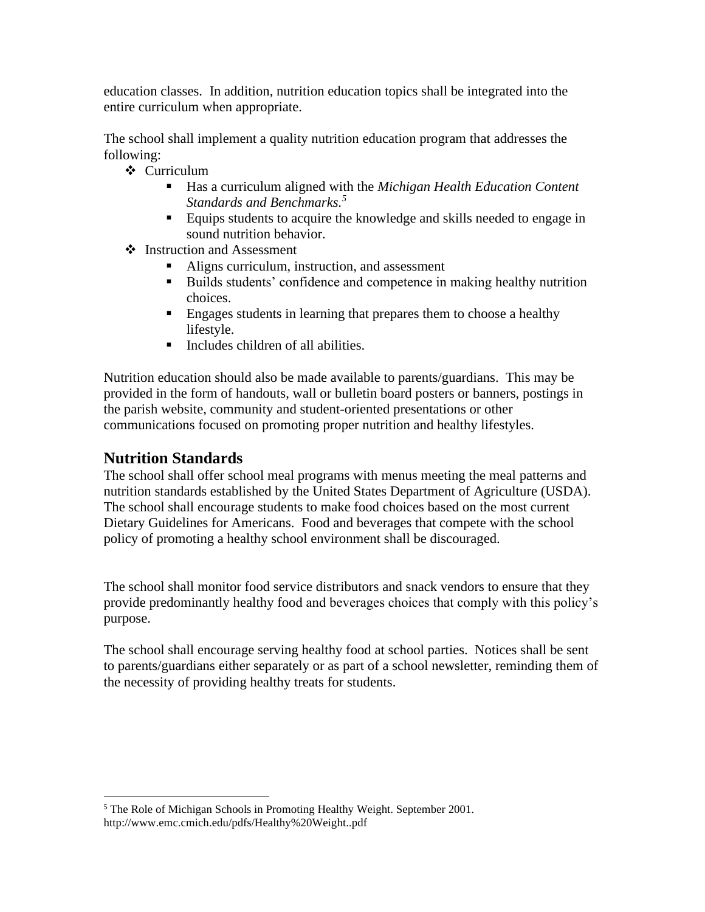education classes. In addition, nutrition education topics shall be integrated into the entire curriculum when appropriate.

The school shall implement a quality nutrition education program that addresses the following:

- Curriculum
  - Has a curriculum aligned with the *Michigan Health Education Content Standards and Benchmarks.*[5]
  - Equips students to acquire the knowledge and skills needed to engage in sound nutrition behavior.
- Instruction and Assessment
  - Aligns curriculum, instruction, and assessment
  - Builds students' confidence and competence in making healthy nutrition choices.
  - Engages students in learning that prepares them to choose a healthy lifestyle.
  - Includes children of all abilities.

Nutrition education should also be made available to parents/guardians. This may be provided in the form of handouts, wall or bulletin board posters or banners, postings in the parish website, community and student-oriented presentations or other communications focused on promoting proper nutrition and healthy lifestyles.

## Nutrition Standards

The school shall offer school meal programs with menus meeting the meal patterns and nutrition standards established by the United States Department of Agriculture (USDA). The school shall encourage students to make food choices based on the most current Dietary Guidelines for Americans. Food and beverages that compete with the school policy of promoting a healthy school environment shall be discouraged.

The school shall monitor food service distributors and snack vendors to ensure that they provide predominantly healthy food and beverages choices that comply with this policy's purpose.

The school shall encourage serving healthy food at school parties. Notices shall be sent to parents/guardians either separately or as part of a school newsletter, reminding them of the necessity of providing healthy treats for students.

---

[5] The Role of Michigan Schools in Promoting Healthy Weight. September 2001. http://www.emc.cmich.edu/pdfs/Healthy%20Weight..pdf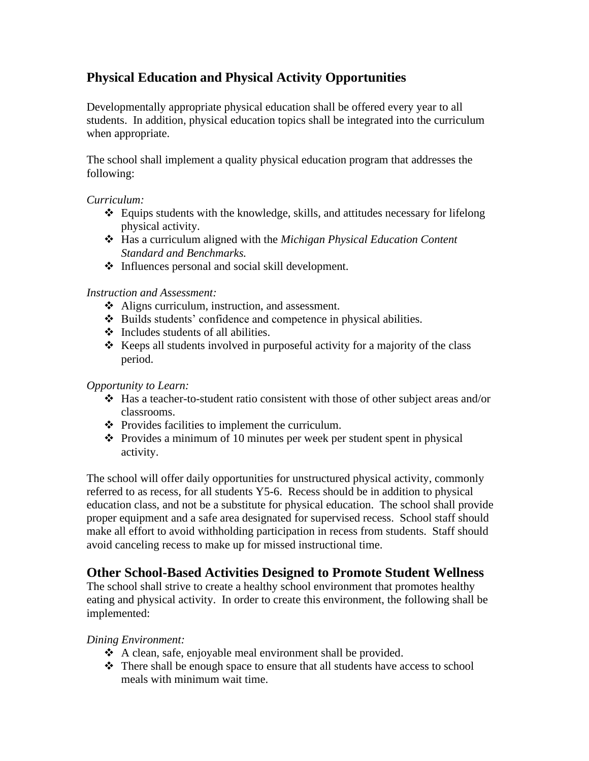## Physical Education and Physical Activity Opportunities

Developmentally appropriate physical education shall be offered every year to all students. In addition, physical education topics shall be integrated into the curriculum when appropriate.

The school shall implement a quality physical education program that addresses the following:

*Curriculum:*

- Equips students with the knowledge, skills, and attitudes necessary for lifelong physical activity.
- Has a curriculum aligned with the *Michigan Physical Education Content Standard and Benchmarks.*
- Influences personal and social skill development.

*Instruction and Assessment:*

- Aligns curriculum, instruction, and assessment.
- Builds students' confidence and competence in physical abilities.
- Includes students of all abilities.
- Keeps all students involved in purposeful activity for a majority of the class period.

*Opportunity to Learn:*

- Has a teacher-to-student ratio consistent with those of other subject areas and/or classrooms.
- Provides facilities to implement the curriculum.
- Provides a minimum of 10 minutes per week per student spent in physical activity.

The school will offer daily opportunities for unstructured physical activity, commonly referred to as recess, for all students Y5-6. Recess should be in addition to physical education class, and not be a substitute for physical education. The school shall provide proper equipment and a safe area designated for supervised recess. School staff should make all effort to avoid withholding participation in recess from students. Staff should avoid canceling recess to make up for missed instructional time.

## Other School-Based Activities Designed to Promote Student Wellness

The school shall strive to create a healthy school environment that promotes healthy eating and physical activity. In order to create this environment, the following shall be implemented:

*Dining Environment:*

- A clean, safe, enjoyable meal environment shall be provided.
- There shall be enough space to ensure that all students have access to school meals with minimum wait time.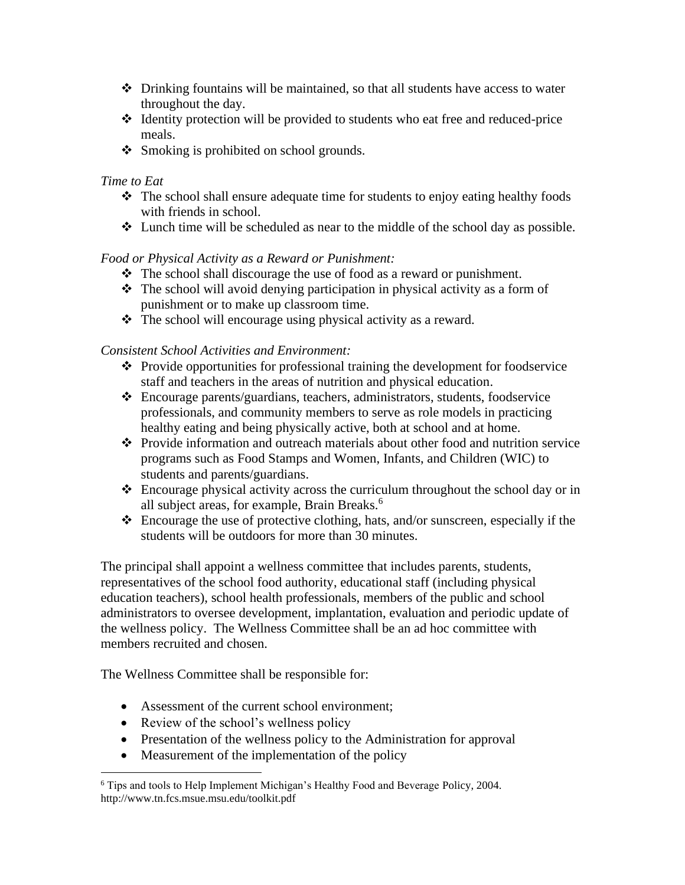- Drinking fountains will be maintained, so that all students have access to water throughout the day.
- Identity protection will be provided to students who eat free and reduced-price meals.
- Smoking is prohibited on school grounds.

*Time to Eat*

- The school shall ensure adequate time for students to enjoy eating healthy foods with friends in school.
- Lunch time will be scheduled as near to the middle of the school day as possible.

*Food or Physical Activity as a Reward or Punishment:*

- The school shall discourage the use of food as a reward or punishment.
- The school will avoid denying participation in physical activity as a form of punishment or to make up classroom time.
- The school will encourage using physical activity as a reward.

*Consistent School Activities and Environment:*

- Provide opportunities for professional training the development for foodservice staff and teachers in the areas of nutrition and physical education.
- Encourage parents/guardians, teachers, administrators, students, foodservice professionals, and community members to serve as role models in practicing healthy eating and being physically active, both at school and at home.
- Provide information and outreach materials about other food and nutrition service programs such as Food Stamps and Women, Infants, and Children (WIC) to students and parents/guardians.
- Encourage physical activity across the curriculum throughout the school day or in all subject areas, for example, Brain Breaks.[6]
- Encourage the use of protective clothing, hats, and/or sunscreen, especially if the students will be outdoors for more than 30 minutes.

The principal shall appoint a wellness committee that includes parents, students, representatives of the school food authority, educational staff (including physical education teachers), school health professionals, members of the public and school administrators to oversee development, implantation, evaluation and periodic update of the wellness policy. The Wellness Committee shall be an ad hoc committee with members recruited and chosen.

The Wellness Committee shall be responsible for:

- Assessment of the current school environment;
- Review of the school's wellness policy
- Presentation of the wellness policy to the Administration for approval
- Measurement of the implementation of the policy

[6] Tips and tools to Help Implement Michigan's Healthy Food and Beverage Policy, 2004. http://www.tn.fcs.msue.msu.edu/toolkit.pdf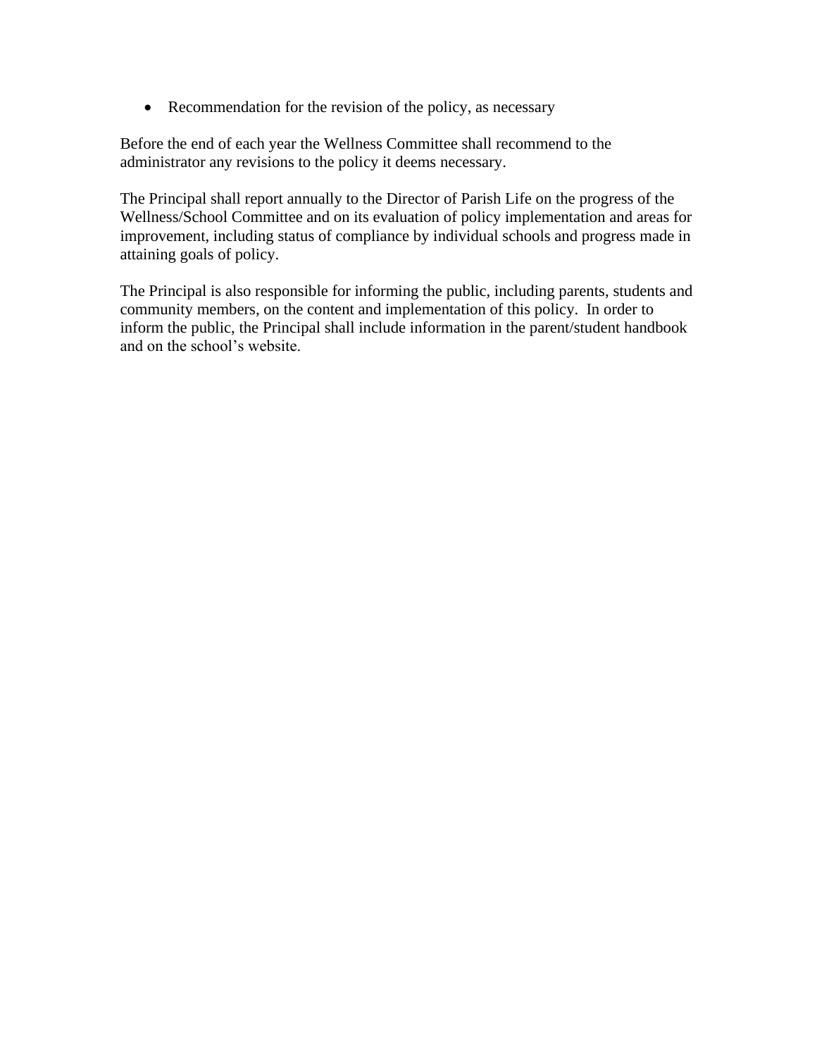- Recommendation for the revision of the policy, as necessary

Before the end of each year the Wellness Committee shall recommend to the administrator any revisions to the policy it deems necessary.

The Principal shall report annually to the Director of Parish Life on the progress of the Wellness/School Committee and on its evaluation of policy implementation and areas for improvement, including status of compliance by individual schools and progress made in attaining goals of policy.

The Principal is also responsible for informing the public, including parents, students and community members, on the content and implementation of this policy. In order to inform the public, the Principal shall include information in the parent/student handbook and on the school's website.